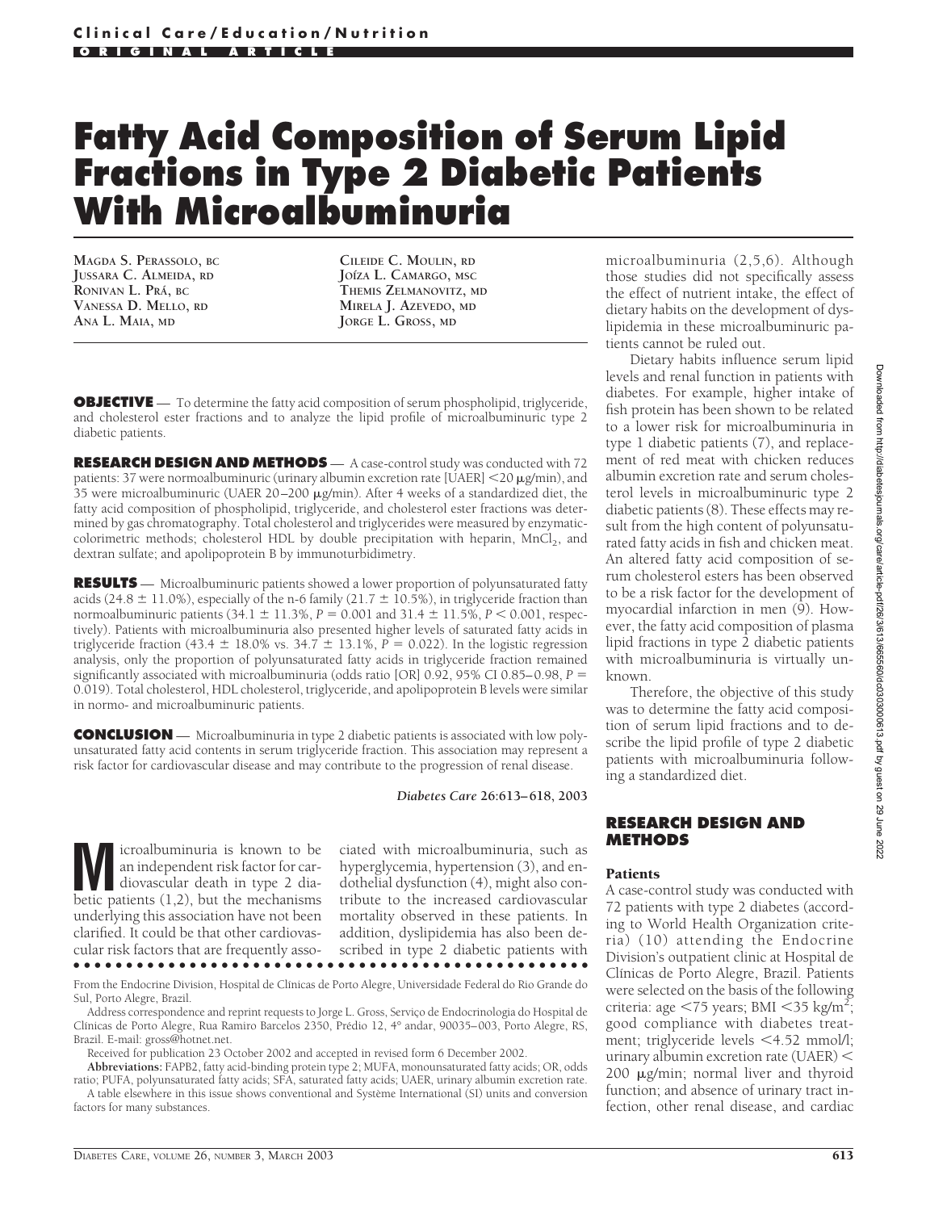Clinical Care/Education/Nutrition

ORIGINAL ARTICLE

# Fatty Acid Composition of Serum Lipid Fractions in Type 2 Diabetic Patients With Microalbuminuria

MAGDA S. PERASSOLO, BC
JUSSARA C. ALMEIDA, RD
RONIVAN L. PRÁ, BC
VANESSA D. MELLO, RD
ANA L. MAIA, MD
CILEIDE C. MOULIN, RD
JOÍZA L. CAMARGO, MSC
THEMIS ZELMANOVITZ, MD
MIRELA J. AZEVEDO, MD
JORGE L. GROSS, MD

**OBJECTIVE** — To determine the fatty acid composition of serum phospholipid, triglyceride, and cholesterol ester fractions and to analyze the lipid profile of microalbuminuric type 2 diabetic patients.

**RESEARCH DESIGN AND METHODS** — A case-control study was conducted with 72 patients: 37 were normoalbuminuric (urinary albumin excretion rate [UAER] <20 μg/min), and 35 were microalbuminuric (UAER 20–200 μg/min). After 4 weeks of a standardized diet, the fatty acid composition of phospholipid, triglyceride, and cholesterol ester fractions was determined by gas chromatography. Total cholesterol and triglycerides were measured by enzymatic-colorimetric methods; cholesterol HDL by double precipitation with heparin, $MnCl_2$, and dextran sulfate; and apolipoprotein B by immunoturbidimetry.

**RESULTS** — Microalbuminuric patients showed a lower proportion of polyunsaturated fatty acids (24.8 ± 11.0%), especially of the n-6 family (21.7 ± 10.5%), in triglyceride fraction than normoalbuminuric patients (34.1 ± 11.3%, $P = 0.001$ and 31.4 ± 11.5%, $P < 0.001$, respectively). Patients with microalbuminuria also presented higher levels of saturated fatty acids in triglyceride fraction (43.4 ± 18.0% vs. 34.7 ± 13.1%, $P = 0.022$). In the logistic regression analysis, only the proportion of polyunsaturated fatty acids in triglyceride fraction remained significantly associated with microalbuminuria (odds ratio [OR] 0.92, 95% CI 0.85–0.98, $P = 0.019$). Total cholesterol, HDL cholesterol, triglyceride, and apolipoprotein B levels were similar in normo- and microalbuminuric patients.

**CONCLUSION** — Microalbuminuria in type 2 diabetic patients is associated with low polyunsaturated fatty acid contents in serum triglyceride fraction. This association may represent a risk factor for cardiovascular disease and may contribute to the progression of renal disease.

*Diabetes Care* 26:613–618, 2003

Microalbuminuria is known to be an independent risk factor for cardiovascular death in type 2 diabetic patients (1,2), but the mechanisms underlying this association have not been clarified. It could be that other cardiovascular risk factors that are frequently associated with microalbuminuria, such as hyperglycemia, hypertension (3), and endothelial dysfunction (4), might also contribute to the increased cardiovascular mortality observed in these patients. In addition, dyslipidemia has also been described in type 2 diabetic patients with microalbuminuria (2,5,6). Although those studies did not specifically assess the effect of nutrient intake, the effect of dietary habits on the development of dyslipidemia in these microalbuminuric patients cannot be ruled out.

Dietary habits influence serum lipid levels and renal function in patients with diabetes. For example, higher intake of fish protein has been shown to be related to a lower risk for microalbuminuria in type 1 diabetic patients (7), and replacement of red meat with chicken reduces albumin excretion rate and serum cholesterol levels in microalbuminuric type 2 diabetic patients (8). These effects may result from the high content of polyunsaturated fatty acids in fish and chicken meat. An altered fatty acid composition of serum cholesterol esters has been observed to be a risk factor for the development of myocardial infarction in men (9). However, the fatty acid composition of plasma lipid fractions in type 2 diabetic patients with microalbuminuria is virtually unknown.

Therefore, the objective of this study was to determine the fatty acid composition of serum lipid fractions and to describe the lipid profile of type 2 diabetic patients with microalbuminuria following a standardized diet.

## RESEARCH DESIGN AND METHODS

### Patients

A case-control study was conducted with 72 patients with type 2 diabetes (according to World Health Organization criteria) (10) attending the Endocrine Division's outpatient clinic at Hospital de Clínicas de Porto Alegre, Brazil. Patients were selected on the basis of the following criteria: age <75 years; BMI <35 kg/m$^2$; good compliance with diabetes treatment; triglyceride levels <4.52 mmol/l; urinary albumin excretion rate (UAER) < 200 μg/min; normal liver and thyroid function; and absence of urinary tract infection, other renal disease, and cardiac

---

From the Endocrine Division, Hospital de Clínicas de Porto Alegre, Universidade Federal do Rio Grande do Sul, Porto Alegre, Brazil.

Address correspondence and reprint requests to Jorge L. Gross, Serviço de Endocrinologia do Hospital de Clínicas de Porto Alegre, Rua Ramiro Barcelos 2350, Prédio 12, 4° andar, 90035–003, Porto Alegre, RS, Brazil. E-mail: gross@hotnet.net.

Received for publication 23 October 2002 and accepted in revised form 6 December 2002.

**Abbreviations:** FAPB2, fatty acid-binding protein type 2; MUFA, monounsaturated fatty acids; OR, odds ratio; PUFA, polyunsaturated fatty acids; SFA, saturated fatty acids; UAER, urinary albumin excretion rate.

A table elsewhere in this issue shows conventional and Système International (SI) units and conversion factors for many substances.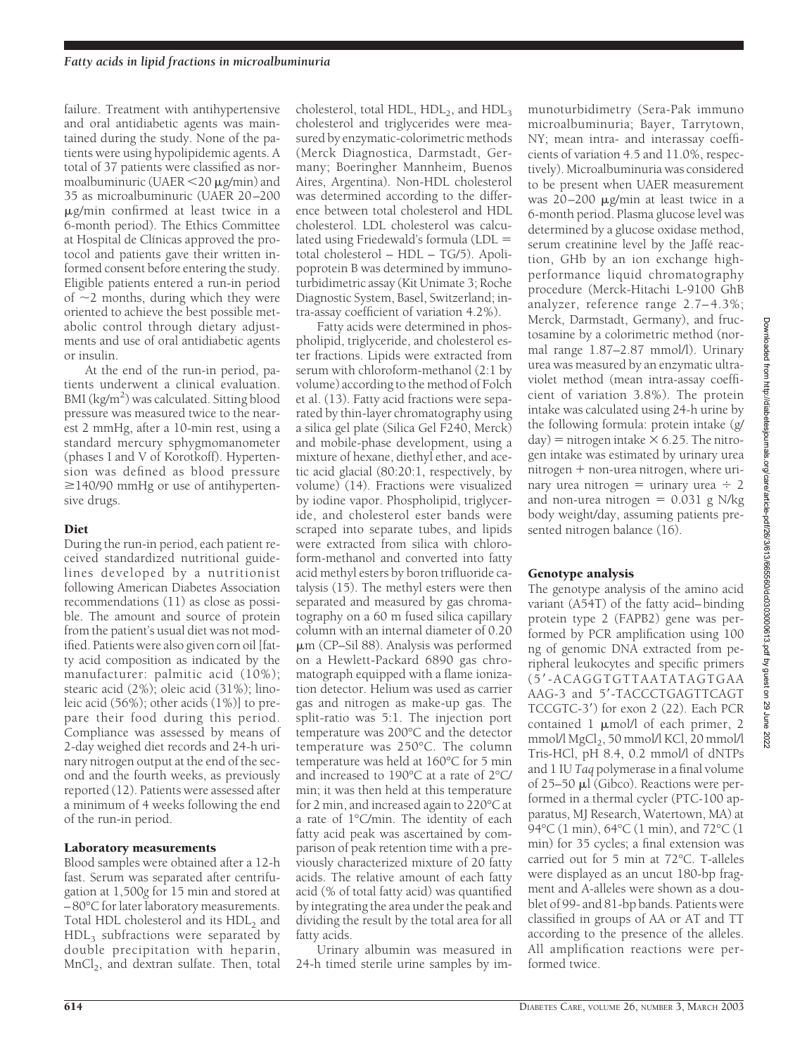failure. Treatment with antihypertensive and oral antidiabetic agents was maintained during the study. None of the patients were using hypolipidemic agents. A total of 37 patients were classified as normoalbuminuric (UAER <20 μg/min) and 35 as microalbuminuric (UAER 20–200 μg/min confirmed at least twice in a 6-month period). The Ethics Committee at Hospital de Clínicas approved the protocol and patients gave their written informed consent before entering the study. Eligible patients entered a run-in period of ~2 months, during which they were oriented to achieve the best possible metabolic control through dietary adjustments and use of oral antidiabetic agents or insulin.

At the end of the run-in period, patients underwent a clinical evaluation. BMI ($kg/m^2$) was calculated. Sitting blood pressure was measured twice to the nearest 2 mmHg, after a 10-min rest, using a standard mercury sphygmomanometer (phases I and V of Korotkoff). Hypertension was defined as blood pressure ≥140/90 mmHg or use of antihypertensive drugs.

### Diet

During the run-in period, each patient received standardized nutritional guidelines developed by a nutritionist following American Diabetes Association recommendations (11) as close as possible. The amount and source of protein from the patient's usual diet was not modified. Patients were also given corn oil [fatty acid composition as indicated by the manufacturer: palmitic acid (10%); stearic acid (2%); oleic acid (31%); linoleic acid (56%); other acids (1%)] to prepare their food during this period. Compliance was assessed by means of 2-day weighed diet records and 24-h urinary nitrogen output at the end of the second and the fourth weeks, as previously reported (12). Patients were assessed after a minimum of 4 weeks following the end of the run-in period.

### Laboratory measurements

Blood samples were obtained after a 12-h fast. Serum was separated after centrifugation at 1,500*g* for 15 min and stored at −80°C for later laboratory measurements. Total HDL cholesterol and its $HDL_2$ and $HDL_3$ subfractions were separated by double precipitation with heparin, $MnCl_2$, and dextran sulfate. Then, total cholesterol, total HDL, $HDL_2$, and $HDL_3$ cholesterol and triglycerides were measured by enzymatic-colorimetric methods (Merck Diagnostica, Darmstadt, Germany; Boeringher Mannheim, Buenos Aires, Argentina). Non-HDL cholesterol was determined according to the difference between total cholesterol and HDL cholesterol. LDL cholesterol was calculated using Friedewald's formula (LDL = total cholesterol − HDL − TG/5). Apolipoprotein B was determined by immunoturbidimetric assay (Kit Unimate 3; Roche Diagnostic System, Basel, Switzerland; intra-assay coefficient of variation 4.2%).

Fatty acids were determined in phospholipid, triglyceride, and cholesterol ester fractions. Lipids were extracted from serum with chloroform-methanol (2:1 by volume) according to the method of Folch et al. (13). Fatty acid fractions were separated by thin-layer chromatography using a silica gel plate (Silica Gel F240, Merck) and mobile-phase development, using a mixture of hexane, diethyl ether, and acetic acid glacial (80:20:1, respectively, by volume) (14). Fractions were visualized by iodine vapor. Phospholipid, triglyceride, and cholesterol ester bands were scraped into separate tubes, and lipids were extracted from silica with chloroform-methanol and converted into fatty acid methyl esters by boron trifluoride catalysis (15). The methyl esters were then separated and measured by gas chromatography on a 60 m fused silica capillary column with an internal diameter of 0.20 μm (CP–Sil 88). Analysis was performed on a Hewlett-Packard 6890 gas chromatograph equipped with a flame ionization detector. Helium was used as carrier gas and nitrogen as make-up gas. The split-ratio was 5:1. The injection port temperature was 200°C and the detector temperature was 250°C. The column temperature was held at 160°C for 5 min and increased to 190°C at a rate of 2°C/min; it was then held at this temperature for 2 min, and increased again to 220°C at a rate of 1°C/min. The identity of each fatty acid peak was ascertained by comparison of peak retention time with a previously characterized mixture of 20 fatty acids. The relative amount of each fatty acid (% of total fatty acid) was quantified by integrating the area under the peak and dividing the result by the total area for all fatty acids.

Urinary albumin was measured in 24-h timed sterile urine samples by immunoturbidimetry (Sera-Pak immuno microalbuminuria; Bayer, Tarrytown, NY; mean intra- and interassay coefficients of variation 4.5 and 11.0%, respectively). Microalbuminuria was considered to be present when UAER measurement was 20–200 μg/min at least twice in a 6-month period. Plasma glucose level was determined by a glucose oxidase method, serum creatinine level by the Jaffé reaction, GHb by an ion exchange high-performance liquid chromatography procedure (Merck-Hitachi L-9100 GHb analyzer, reference range 2.7–4.3%; Merck, Darmstadt, Germany), and fructosamine by a colorimetric method (normal range 1.87–2.87 mmol/l). Urinary urea was measured by an enzymatic ultraviolet method (mean intra-assay coefficient of variation 3.8%). The protein intake was calculated using 24-h urine by the following formula: protein intake (g/day) = nitrogen intake × 6.25. The nitrogen intake was estimated by urinary urea nitrogen + non-urea nitrogen, where urinary urea nitrogen = urinary urea ÷ 2 and non-urea nitrogen = 0.031 g N/kg body weight/day, assuming patients presented nitrogen balance (16).

### Genotype analysis

The genotype analysis of the amino acid variant (A54T) of the fatty acid–binding protein type 2 (FAPB2) gene was performed by PCR amplification using 100 ng of genomic DNA extracted from peripheral leukocytes and specific primers (5′-ACAGGTGTTAATATAGTGAAAAG-3 and 5′-TACCCTGAGTTCAGTTCCGTC-3′) for exon 2 (22). Each PCR contained 1 μmol/l of each primer, 2 mmol/l $MgCl_2$, 50 mmol/l KCl, 20 mmol/l Tris-HCl, pH 8.4, 0.2 mmol/l of dNTPs and 1 IU *Taq* polymerase in a final volume of 25–50 μl (Gibco). Reactions were performed in a thermal cycler (PTC-100 apparatus, MJ Research, Watertown, MA) at 94°C (1 min), 64°C (1 min), and 72°C (1 min) for 35 cycles; a final extension was carried out for 5 min at 72°C. T-alleles were displayed as an uncut 180-bp fragment and A-alleles were shown as a doublet of 99- and 81-bp bands. Patients were classified in groups of AA or AT and TT according to the presence of the alleles. All amplification reactions were performed twice.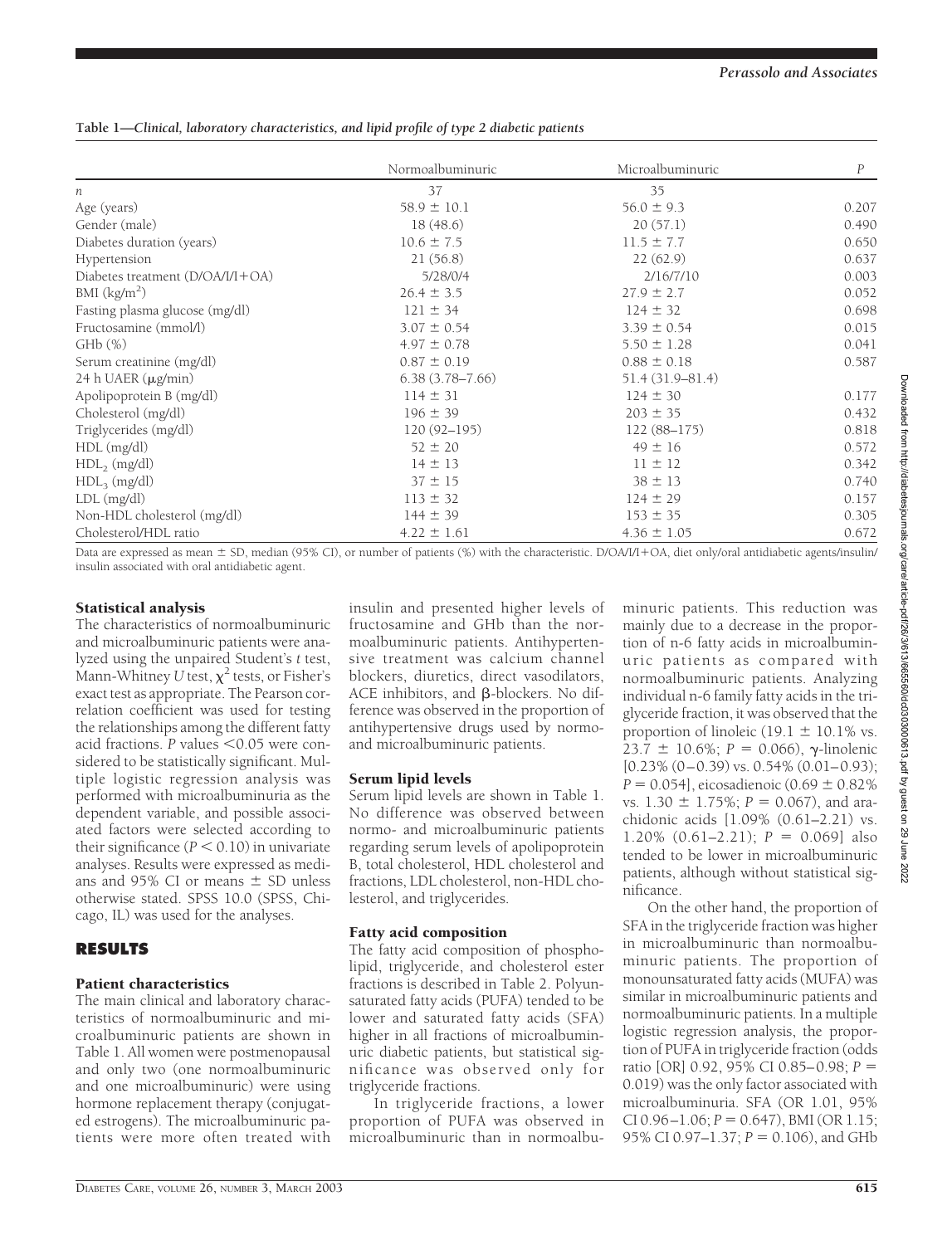**Table 1—Clinical, laboratory characteristics, and lipid profile of type 2 diabetic patients**

| | Normoalbuminuric | Microalbuminuric | *P* |
|---|---|---|---|
| *n* | 37 | 35 | |
| Age (years) | 58.9 ± 10.1 | 56.0 ± 9.3 | 0.207 |
| Gender (male) | 18 (48.6) | 20 (57.1) | 0.490 |
| Diabetes duration (years) | 10.6 ± 7.5 | 11.5 ± 7.7 | 0.650 |
| Hypertension | 21 (56.8) | 22 (62.9) | 0.637 |
| Diabetes treatment (D/OA/I/I+OA) | 5/28/0/4 | 2/16/7/10 | 0.003 |
| BMI ($kg/m^2$) | 26.4 ± 3.5 | 27.9 ± 2.7 | 0.052 |
| Fasting plasma glucose (mg/dl) | 121 ± 34 | 124 ± 32 | 0.698 |
| Fructosamine (mmol/l) | 3.07 ± 0.54 | 3.39 ± 0.54 | 0.015 |
| GHb (%) | 4.97 ± 0.78 | 5.50 ± 1.28 | 0.041 |
| Serum creatinine (mg/dl) | 0.87 ± 0.19 | 0.88 ± 0.18 | 0.587 |
| 24 h UAER (μg/min) | 6.38 (3.78–7.66) | 51.4 (31.9–81.4) | |
| Apolipoprotein B (mg/dl) | 114 ± 31 | 124 ± 30 | 0.177 |
| Cholesterol (mg/dl) | 196 ± 39 | 203 ± 35 | 0.432 |
| Triglycerides (mg/dl) | 120 (92–195) | 122 (88–175) | 0.818 |
| HDL (mg/dl) | 52 ± 20 | 49 ± 16 | 0.572 |
| $HDL_2$ (mg/dl) | 14 ± 13 | 11 ± 12 | 0.342 |
| $HDL_3$ (mg/dl) | 37 ± 15 | 38 ± 13 | 0.740 |
| LDL (mg/dl) | 113 ± 32 | 124 ± 29 | 0.157 |
| Non-HDL cholesterol (mg/dl) | 144 ± 39 | 153 ± 35 | 0.305 |
| Cholesterol/HDL ratio | 4.22 ± 1.61 | 4.36 ± 1.05 | 0.672 |

Data are expressed as mean ± SD, median (95% CI), or number of patients (%) with the characteristic. D/OA/I/I+OA, diet only/oral antidiabetic agents/insulin/insulin associated with oral antidiabetic agent.

### Statistical analysis

The characteristics of normoalbuminuric and microalbuminuric patients were analyzed using the unpaired Student's *t* test, Mann-Whitney *U* test, $\chi^2$ tests, or Fisher's exact test as appropriate. The Pearson correlation coefficient was used for testing the relationships among the different fatty acid fractions. *P* values <0.05 were considered to be statistically significant. Multiple logistic regression analysis was performed with microalbuminuria as the dependent variable, and possible associated factors were selected according to their significance ($P < 0.10$) in univariate analyses. Results were expressed as medians and 95% CI or means ± SD unless otherwise stated. SPSS 10.0 (SPSS, Chicago, IL) was used for the analyses.

## RESULTS

### Patient characteristics

The main clinical and laboratory characteristics of normoalbuminuric and microalbuminuric patients are shown in Table 1. All women were postmenopausal and only two (one normoalbuminuric and one microalbuminuric) were using hormone replacement therapy (conjugated estrogens). The microalbuminuric patients were more often treated with insulin and presented higher levels of fructosamine and GHb than the normoalbuminuric patients. Antihypertensive treatment was calcium channel blockers, diuretics, direct vasodilators, ACE inhibitors, and β-blockers. No difference was observed in the proportion of antihypertensive drugs used by normo- and microalbuminuric patients.

### Serum lipid levels

Serum lipid levels are shown in Table 1. No difference was observed between normo- and microalbuminuric patients regarding serum levels of apolipoprotein B, total cholesterol, HDL cholesterol and fractions, LDL cholesterol, non-HDL cholesterol, and triglycerides.

### Fatty acid composition

The fatty acid composition of phospholipid, triglyceride, and cholesterol ester fractions is described in Table 2. Polyunsaturated fatty acids (PUFA) tended to be lower and saturated fatty acids (SFA) higher in all fractions of microalbuminuric diabetic patients, but statistical significance was observed only for triglyceride fractions.

In triglyceride fractions, a lower proportion of PUFA was observed in microalbuminuric than in normoalbuminuric patients. This reduction was mainly due to a decrease in the proportion of n-6 fatty acids in microalbuminuric patients as compared with normoalbuminuric patients. Analyzing individual n-6 family fatty acids in the triglyceride fraction, it was observed that the proportion of linoleic (19.1 ± 10.1% vs. 23.7 ± 10.6%; $P = 0.066$), γ-linolenic [0.23% (0–0.39) vs. 0.54% (0.01–0.93); $P = 0.054$], eicosadienoic (0.69 ± 0.82% vs. 1.30 ± 1.75%; $P = 0.067$), and arachidonic acids [1.09% (0.61–2.21) vs. 1.20% (0.61–2.21); $P = 0.069$] also tended to be lower in microalbuminuric patients, although without statistical significance.

On the other hand, the proportion of SFA in the triglyceride fraction was higher in microalbuminuric than normoalbuminuric patients. The proportion of monounsaturated fatty acids (MUFA) was similar in microalbuminuric patients and normoalbuminuric patients. In a multiple logistic regression analysis, the proportion of PUFA in triglyceride fraction (odds ratio [OR] 0.92, 95% CI 0.85–0.98; $P = 0.019$) was the only factor associated with microalbuminuria. SFA (OR 1.01, 95% CI 0.96–1.06; $P = 0.647$), BMI (OR 1.15; 95% CI 0.97–1.37; $P = 0.106$), and GHb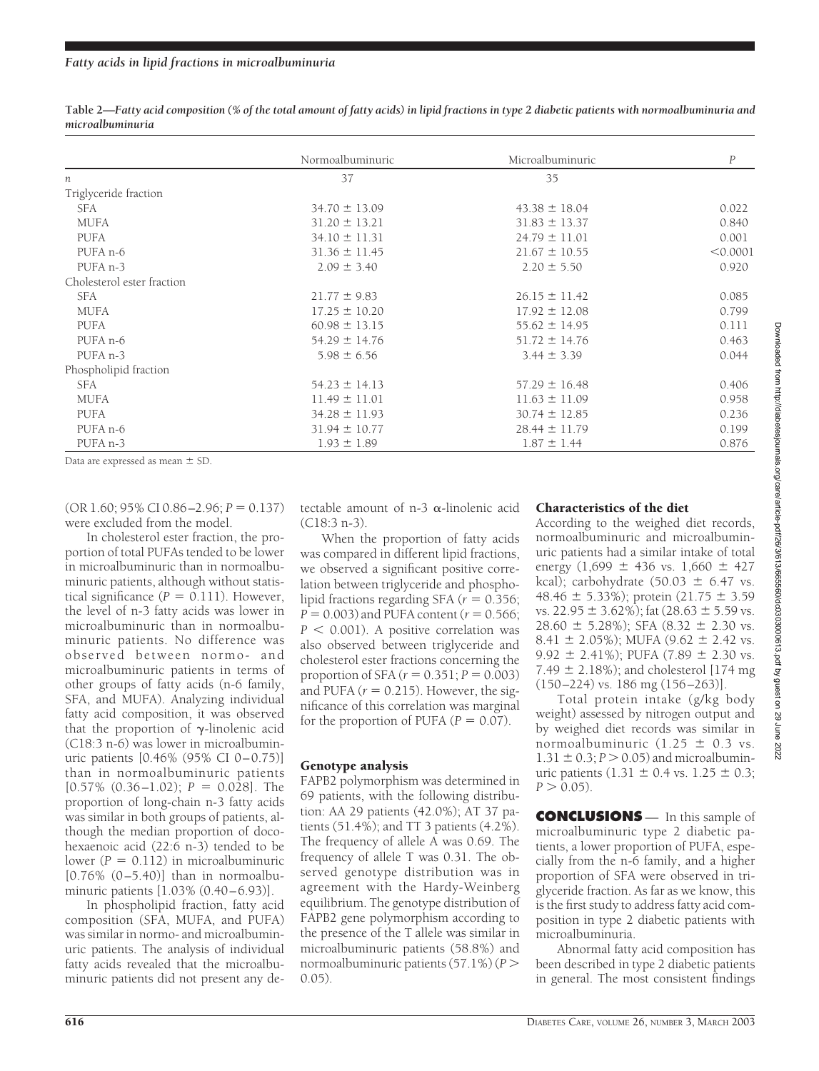**Table 2—Fatty acid composition (% of the total amount of fatty acids) in lipid fractions in type 2 diabetic patients with normoalbuminuria and microalbuminuria**

| | Normoalbuminuric | Microalbuminuric | P |
|---|---|---|---|
| n | 37 | 35 | |
| Triglyceride fraction | | | |
| SFA | 34.70 ± 13.09 | 43.38 ± 18.04 | 0.022 |
| MUFA | 31.20 ± 13.21 | 31.83 ± 13.37 | 0.840 |
| PUFA | 34.10 ± 11.31 | 24.79 ± 11.01 | 0.001 |
| PUFA n-6 | 31.36 ± 11.45 | 21.67 ± 10.55 | <0.0001 |
| PUFA n-3 | 2.09 ± 3.40 | 2.20 ± 5.50 | 0.920 |
| Cholesterol ester fraction | | | |
| SFA | 21.77 ± 9.83 | 26.15 ± 11.42 | 0.085 |
| MUFA | 17.25 ± 10.20 | 17.92 ± 12.08 | 0.799 |
| PUFA | 60.98 ± 13.15 | 55.62 ± 14.95 | 0.111 |
| PUFA n-6 | 54.29 ± 14.76 | 51.72 ± 14.76 | 0.463 |
| PUFA n-3 | 5.98 ± 6.56 | 3.44 ± 3.39 | 0.044 |
| Phospholipid fraction | | | |
| SFA | 54.23 ± 14.13 | 57.29 ± 16.48 | 0.406 |
| MUFA | 11.49 ± 11.01 | 11.63 ± 11.09 | 0.958 |
| PUFA | 34.28 ± 11.93 | 30.74 ± 12.85 | 0.236 |
| PUFA n-6 | 31.94 ± 10.77 | 28.44 ± 11.79 | 0.199 |
| PUFA n-3 | 1.93 ± 1.89 | 1.87 ± 1.44 | 0.876 |

Data are expressed as mean ± SD.

(OR 1.60; 95% CI 0.86–2.96; $P = 0.137$) were excluded from the model.

In cholesterol ester fraction, the proportion of total PUFAs tended to be lower in microalbuminuric than in normoalbuminuric patients, although without statistical significance ($P = 0.111$). However, the level of n-3 fatty acids was lower in microalbuminuric than in normoalbuminuric patients. No difference was observed between normo- and microalbuminuric patients in terms of other groups of fatty acids (n-6 family, SFA, and MUFA). Analyzing individual fatty acid composition, it was observed that the proportion of $\gamma$-linolenic acid (C18:3 n-6) was lower in microalbuminuric patients [0.46% (95% CI 0–0.75)] than in normoalbuminuric patients [0.57% (0.36–1.02); $P = 0.028$]. The proportion of long-chain n-3 fatty acids was similar in both groups of patients, although the median proportion of docohexaenoic acid (22:6 n-3) tended to be lower ($P = 0.112$) in microalbuminuric [0.76% (0–5.40)] than in normoalbuminuric patients [1.03% (0.40–6.93)].

In phospholipid fraction, fatty acid composition (SFA, MUFA, and PUFA) was similar in normo- and microalbuminuric patients. The analysis of individual fatty acids revealed that the microalbuminuric patients did not present any detectable amount of n-3 $\alpha$-linolenic acid (C18:3 n-3).

When the proportion of fatty acids was compared in different lipid fractions, we observed a significant positive correlation between triglyceride and phospholipid fractions regarding SFA ($r = 0.356$; $P = 0.003$) and PUFA content ($r = 0.566$; $P < 0.001$). A positive correlation was also observed between triglyceride and cholesterol ester fractions concerning the proportion of SFA ($r = 0.351$; $P = 0.003$) and PUFA ($r = 0.215$). However, the significance of this correlation was marginal for the proportion of PUFA ($P = 0.07$).

### Genotype analysis

FAPB2 polymorphism was determined in 69 patients, with the following distribution: AA 29 patients (42.0%); AT 37 patients (51.4%); and TT 3 patients (4.2%). The frequency of allele A was 0.69. The frequency of allele T was 0.31. The observed genotype distribution was in agreement with the Hardy-Weinberg equilibrium. The genotype distribution of FAPB2 gene polymorphism according to the presence of the T allele was similar in microalbuminuric patients (58.8%) and normoalbuminuric patients (57.1%) ($P > 0.05$).

### Characteristics of the diet

According to the weighed diet records, normoalbuminuric and microalbuminuric patients had a similar intake of total energy (1,699 ± 436 vs. 1,660 ± 427 kcal); carbohydrate (50.03 ± 6.47 vs. 48.46 ± 5.33%); protein (21.75 ± 3.59 vs. 22.95 ± 3.62%); fat (28.63 ± 5.59 vs. 28.60 ± 5.28%); SFA (8.32 ± 2.30 vs. 8.41 ± 2.05%); MUFA (9.62 ± 2.42 vs. 9.92 ± 2.41%); PUFA (7.89 ± 2.30 vs. 7.49 ± 2.18%); and cholesterol [174 mg (150–224) vs. 186 mg (156–263)].

Total protein intake (g/kg body weight) assessed by nitrogen output and by weighed diet records was similar in normoalbuminuric (1.25 ± 0.3 vs. 1.31 ± 0.3; $P > 0.05$) and microalbuminuric patients (1.31 ± 0.4 vs. 1.25 ± 0.3; $P > 0.05$).

## CONCLUSIONS

In this sample of microalbuminuric type 2 diabetic patients, a lower proportion of PUFA, especially from the n-6 family, and a higher proportion of SFA were observed in triglyceride fraction. As far as we know, this is the first study to address fatty acid composition in type 2 diabetic patients with microalbuminuria.

Abnormal fatty acid composition has been described in type 2 diabetic patients in general. The most consistent findings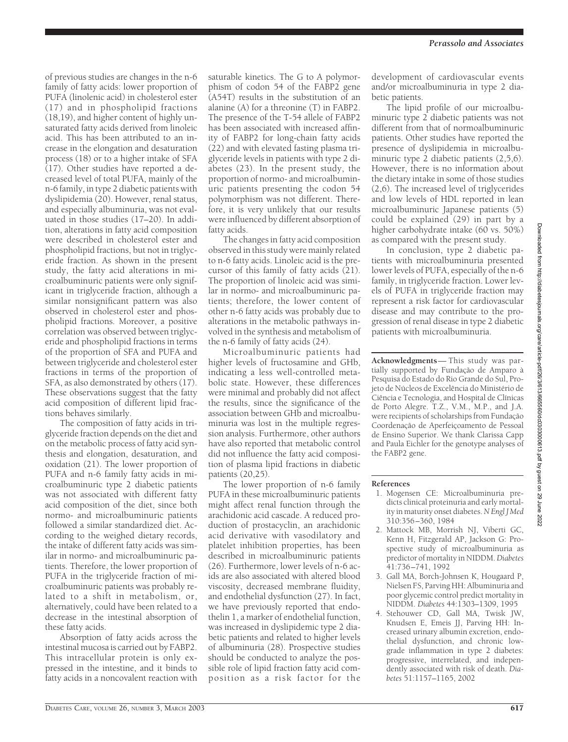of previous studies are changes in the n-6 family of fatty acids: lower proportion of PUFA (linolenic acid) in cholesterol ester (17) and in phospholipid fractions (18,19), and higher content of highly unsaturated fatty acids derived from linoleic acid. This has been attributed to an increase in the elongation and desaturation process (18) or to a higher intake of SFA (17). Other studies have reported a decreased level of total PUFA, mainly of the n-6 family, in type 2 diabetic patients with dyslipidemia (20). However, renal status, and especially albuminuria, was not evaluated in those studies (17–20). In addition, alterations in fatty acid composition were described in cholesterol ester and phospholipid fractions, but not in triglyceride fraction. As shown in the present study, the fatty acid alterations in microalbuminuric patients were only significant in triglyceride fraction, although a similar nonsignificant pattern was also observed in cholesterol ester and phospholipid fractions. Moreover, a positive correlation was observed between triglyceride and phospholipid fractions in terms of the proportion of SFA and PUFA and between triglyceride and cholesterol ester fractions in terms of the proportion of SFA, as also demonstrated by others (17). These observations suggest that the fatty acid composition of different lipid fractions behaves similarly.

The composition of fatty acids in triglyceride fraction depends on the diet and on the metabolic process of fatty acid synthesis and elongation, desaturation, and oxidation (21). The lower proportion of PUFA and n-6 family fatty acids in microalbuminuric type 2 diabetic patients was not associated with different fatty acid composition of the diet, since both normo- and microalbuminuric patients followed a similar standardized diet. According to the weighed dietary records, the intake of different fatty acids was similar in normo- and microalbuminuric patients. Therefore, the lower proportion of PUFA in the triglyceride fraction of microalbuminuric patients was probably related to a shift in metabolism, or, alternatively, could have been related to a decrease in the intestinal absorption of these fatty acids.

Absorption of fatty acids across the intestinal mucosa is carried out by FABP2. This intracellular protein is only expressed in the intestine, and it binds to fatty acids in a noncovalent reaction with saturable kinetics. The G to A polymorphism of codon 54 of the FABP2 gene (A54T) results in the substitution of an alanine (A) for a threonine (T) in FABP2. The presence of the T-54 allele of FABP2 has been associated with increased affinity of FABP2 for long-chain fatty acids (22) and with elevated fasting plasma triglyceride levels in patients with type 2 diabetes (23). In the present study, the proportion of normo- and microalbuminuric patients presenting the codon 54 polymorphism was not different. Therefore, it is very unlikely that our results were influenced by different absorption of fatty acids.

The changes in fatty acid composition observed in this study were mainly related to n-6 fatty acids. Linoleic acid is the precursor of this family of fatty acids (21). The proportion of linoleic acid was similar in normo- and microalbuminuric patients; therefore, the lower content of other n-6 fatty acids was probably due to alterations in the metabolic pathways involved in the synthesis and metabolism of the n-6 family of fatty acids (24).

Microalbuminuric patients had higher levels of fructosamine and GHb, indicating a less well-controlled metabolic state. However, these differences were minimal and probably did not affect the results, since the significance of the association between GHb and microalbuminuria was lost in the multiple regression analysis. Furthermore, other authors have also reported that metabolic control did not influence the fatty acid composition of plasma lipid fractions in diabetic patients (20,25).

The lower proportion of n-6 family PUFA in these microalbuminuric patients might affect renal function through the arachidonic acid cascade. A reduced production of prostacyclin, an arachidonic acid derivative with vasodilatory and platelet inhibition properties, has been described in microalbuminuric patients (26). Furthermore, lower levels of n-6 acids are also associated with altered blood viscosity, decreased membrane fluidity, and endothelial dysfunction (27). In fact, we have previously reported that endothelin 1, a marker of endothelial function, was increased in dyslipidemic type 2 diabetic patients and related to higher levels of albuminuria (28). Prospective studies should be conducted to analyze the possible role of lipid fraction fatty acid composition as a risk factor for the development of cardiovascular events and/or microalbuminuria in type 2 diabetic patients.

The lipid profile of our microalbuminuric type 2 diabetic patients was not different from that of normoalbuminuric patients. Other studies have reported the presence of dyslipidemia in microalbuminuric type 2 diabetic patients (2,5,6). However, there is no information about the dietary intake in some of those studies (2,6). The increased level of triglycerides and low levels of HDL reported in lean microalbuminuric Japanese patients (5) could be explained (29) in part by a higher carbohydrate intake (60 vs. 50%) as compared with the present study.

In conclusion, type 2 diabetic patients with microalbuminuria presented lower levels of PUFA, especially of the n-6 family, in triglyceride fraction. Lower levels of PUFA in triglyceride fraction may represent a risk factor for cardiovascular disease and may contribute to the progression of renal disease in type 2 diabetic patients with microalbuminuria.

**Acknowledgments**— This study was partially supported by Fundação de Amparo à Pesquisa do Estado do Rio Grande do Sul, Projeto de Núcleos de Excelência do Ministério de Ciência e Tecnologia, and Hospital de Clínicas de Porto Alegre. T.Z., V.M., M.P., and J.A. were recipients of scholarships from Fundação Coordenação de Aperfeiçoamento de Pessoal de Ensino Superior. We thank Clarissa Capp and Paula Eichler for the genotype analyses of the FABP2 gene.

## References

1. Mogensen CE: Microalbuminuria predicts clinical proteinuria and early mortality in maturity onset diabetes. *N Engl J Med* 310:356–360, 1984
2. Mattock MB, Morrish NJ, Viberti GC, Kenn H, Fitzgerald AP, Jackson G: Prospective study of microalbuminuria as predictor of mortality in NIDDM. *Diabetes* 41:736–741, 1992
3. Gall MA, Borch-Johnsen K, Hougaard P, Nielsen FS, Parving HH: Albuminuria and poor glycemic control predict mortality in NIDDM. *Diabetes* 44:1303–1309, 1995
4. Stehouwer CD, Gall MA, Twisk JW, Knudsen E, Emeis JJ, Parving HH: Increased urinary albumin excretion, endothelial dysfunction, and chronic low-grade inflammation in type 2 diabetes: progressive, interrelated, and independently associated with risk of death. *Diabetes* 51:1157–1165, 2002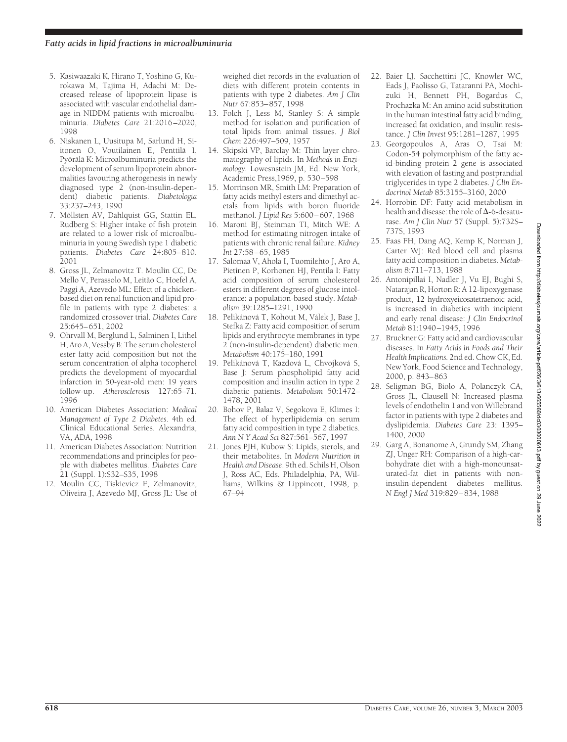5. Kasiwaazaki K, Hirano T, Yoshino G, Kurokawa M, Tajima H, Adachi M: Decreased release of lipoprotein lipase is associated with vascular endothelial damage in NIDDM patients with microalbuminuria. *Diabetes Care* 21:2016–2020, 1998
6. Niskanen L, Uusitupa M, Sarlund H, Siitonen O, Voutilainen E, Penttilä I, Pyörälä K: Microalbuminuria predicts the development of serum lipoprotein abnormalities favouring atherogenesis in newly diagnosed type 2 (non-insulin-dependent) diabetic patients. *Diabetologia* 33:237–243, 1990
7. Möllsten AV, Dahlquist GG, Stattin EL, Rudberg S: Higher intake of fish protein are related to a lower risk of microalbuminuria in young Swedish type 1 diabetic patients. *Diabetes Care* 24:805–810, 2001
8. Gross JL, Zelmanovitz T. Moulin CC, De Mello V, Perassolo M, Leitão C, Hoefel A, Paggi A, Azevedo ML: Effect of a chicken-based diet on renal function and lipid profile in patients with type 2 diabetes: a randomized crossover trial. *Diabetes Care* 25:645–651, 2002
9. Ohrvall M, Berglund L, Salminen I, Lithel H, Aro A, Vessby B: The serum cholesterol ester fatty acid composition but not the serum concentration of alpha tocopherol predicts the development of myocardial infarction in 50-year-old men: 19 years follow-up. *Atherosclerosis* 127:65–71, 1996
10. American Diabetes Association: *Medical Management of Type 2 Diabetes*. 4th ed. Clinical Educational Series. Alexandria, VA, ADA, 1998
11. American Diabetes Association: Nutrition recommendations and principles for people with diabetes mellitus. *Diabetes Care* 21 (Suppl. 1):S32–S35, 1998
12. Moulin CC, Tiskievicz F, Zelmanovitz, Oliveira J, Azevedo MJ, Gross JL: Use of weighed diet records in the evaluation of diets with different protein contents in patients with type 2 diabetes. *Am J Clin Nutr* 67:853–857, 1998
13. Folch J, Less M, Stanley S: A simple method for isolation and purification of total lipids from animal tissues. *J Biol Chem* 226:497–509, 1957
14. Skipski VP, Barclay M: Thin layer chromatography of lipids. In *Methods in Enzimology*. Lowesnstein JM, Ed. New York, Academic Press,1969, p. 530–598
15. Morrinson MR, Smith LM: Preparation of fatty acids methyl esters and dimethyl acetals from lipids with boron fluoride methanol. *J Lipid Res* 5:600–607, 1968
16. Maroni BJ, Steinman TI, Mitch WE: A method for estimating nitrogen intake of patients with chronic renal failure. *Kidney Int* 27:58–65, 1985
17. Salomaa V, Ahola I, Tuomilehto J, Aro A, Pietinen P, Korhonen HJ, Pentila I: Fatty acid composition of serum cholesterol esters in different degrees of glucose intolerance: a population-based study. *Metabolism* 39:1285–1291, 1990
18. Pelikánová T, Kohout M, Válek J, Base J, Stefka Z: Fatty acid composition of serum lipids and erythrocyte membranes in type 2 (non-insulin-dependent) diabetic men. *Metabolism* 40:175–180, 1991
19. Pelikánová T, Kazdová L, Chvojková S, Base J: Serum phospholipid fatty acid composition and insulin action in type 2 diabetic patients. *Metabolism* 50:1472–1478, 2001
20. Bohov P, Balaz V, Segokova E, Klimes I: The effect of hyperlipidemia on serum fatty acid composition in type 2 diabetics. *Ann N Y Acad Sci* 827:561–567, 1997
21. Jones PJH, Kubow S: Lipids, sterols, and their metabolites. In *Modern Nutrition in Health and Disease*. 9th ed. Schils H, Olson J, Ross AC, Eds. Philadelphia, PA, Williams, Wilkins & Lippincott, 1998, p. 67–94
22. Baier LJ, Sacchettini JC, Knowler WC, Eads J, Paolisso G, Tataranni PA, Mochizuki H, Bennett PH, Bogardus C, Prochazka M: An amino acid substitution in the human intestinal fatty acid binding, increased fat oxidation, and insulin resistance. *J Clin Invest* 95:1281–1287, 1995
23. Georgopoulos A, Aras O, Tsai M: Codon-54 polymorphism of the fatty acid-binding protein 2 gene is associated with elevation of fasting and postprandial triglycerides in type 2 diabetes. *J Clin Endocrinol Metab* 85:3155–3160, 2000
24. Horrobin DF: Fatty acid metabolism in health and disease: the role of Δ-6-desaturase. *Am J Clin Nutr* 57 (Suppl. 5):732S–737S, 1993
25. Faas FH, Dang AQ, Kemp K, Norman J, Carter WJ: Red blood cell and plasma fatty acid composition in diabetes. *Metabolism* 8:711–713, 1988
26. Antonipillai I, Nadler J, Vu EJ, Bughi S, Natarajan R, Horton R: A 12-lipoxygenase product, 12 hydroxyeicosatetraenoic acid, is increased in diabetics with incipient and early renal disease: *J Clin Endocrinol Metab* 81:1940–1945, 1996
27. Bruckner G: Fatty acid and cardiovascular diseases. In *Fatty Acids in Foods and Their Health Implications*. 2nd ed. Chow CK, Ed. New York, Food Science and Technology, 2000, p. 843–863
28. Seligman BG, Biolo A, Polanczyk CA, Gross JL, Clausell N: Increased plasma levels of endothelin 1 and von Willebrand factor in patients with type 2 diabetes and dyslipidemia. *Diabetes Care* 23: 1395–1400, 2000
29. Garg A, Bonanome A, Grundy SM, Zhang ZJ, Unger RH: Comparison of a high-carbohydrate diet with a high-monounsaturated-fat diet in patients with non-insulin-dependent diabetes mellitus. *N Engl J Med* 319:829–834, 1988